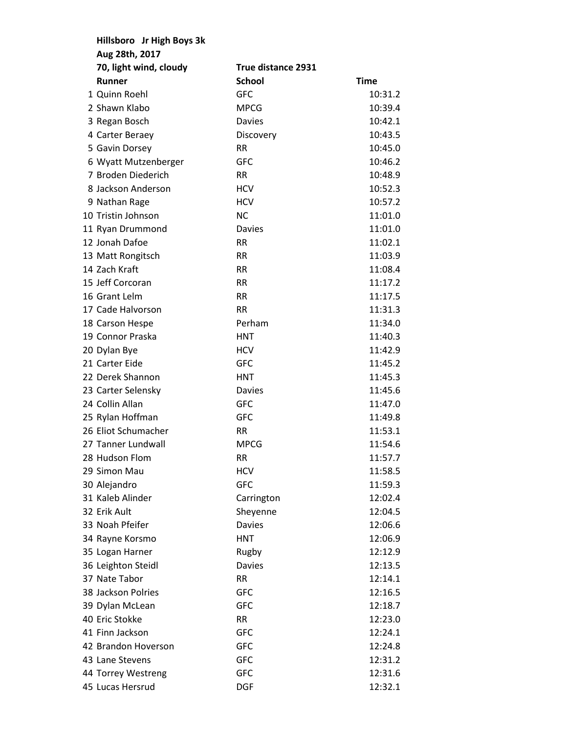**Hillsboro Jr High Boys 3k**

**Aug 28th, 2017**

**70, light wind, cloudy** **True distance 2931**

| | Runner | School | Time |
|---|---|---|---|
| 1 | Quinn Roehl | GFC | 10:31.2 |
| 2 | Shawn Klabo | MPCG | 10:39.4 |
| 3 | Regan Bosch | Davies | 10:42.1 |
| 4 | Carter Beraey | Discovery | 10:43.5 |
| 5 | Gavin Dorsey | RR | 10:45.0 |
| 6 | Wyatt Mutzenberger | GFC | 10:46.2 |
| 7 | Broden Diederich | RR | 10:48.9 |
| 8 | Jackson Anderson | HCV | 10:52.3 |
| 9 | Nathan Rage | HCV | 10:57.2 |
| 10 | Tristin Johnson | NC | 11:01.0 |
| 11 | Ryan Drummond | Davies | 11:01.0 |
| 12 | Jonah Dafoe | RR | 11:02.1 |
| 13 | Matt Rongitsch | RR | 11:03.9 |
| 14 | Zach Kraft | RR | 11:08.4 |
| 15 | Jeff Corcoran | RR | 11:17.2 |
| 16 | Grant Lelm | RR | 11:17.5 |
| 17 | Cade Halvorson | RR | 11:31.3 |
| 18 | Carson Hespe | Perham | 11:34.0 |
| 19 | Connor Praska | HNT | 11:40.3 |
| 20 | Dylan Bye | HCV | 11:42.9 |
| 21 | Carter Eide | GFC | 11:45.2 |
| 22 | Derek Shannon | HNT | 11:45.3 |
| 23 | Carter Selensky | Davies | 11:45.6 |
| 24 | Collin Allan | GFC | 11:47.0 |
| 25 | Rylan Hoffman | GFC | 11:49.8 |
| 26 | Eliot Schumacher | RR | 11:53.1 |
| 27 | Tanner Lundwall | MPCG | 11:54.6 |
| 28 | Hudson Flom | RR | 11:57.7 |
| 29 | Simon Mau | HCV | 11:58.5 |
| 30 | Alejandro | GFC | 11:59.3 |
| 31 | Kaleb Alinder | Carrington | 12:02.4 |
| 32 | Erik Ault | Sheyenne | 12:04.5 |
| 33 | Noah Pfeifer | Davies | 12:06.6 |
| 34 | Rayne Korsmo | HNT | 12:06.9 |
| 35 | Logan Harner | Rugby | 12:12.9 |
| 36 | Leighton Steidl | Davies | 12:13.5 |
| 37 | Nate Tabor | RR | 12:14.1 |
| 38 | Jackson Polries | GFC | 12:16.5 |
| 39 | Dylan McLean | GFC | 12:18.7 |
| 40 | Eric Stokke | RR | 12:23.0 |
| 41 | Finn Jackson | GFC | 12:24.1 |
| 42 | Brandon Hoverson | GFC | 12:24.8 |
| 43 | Lane Stevens | GFC | 12:31.2 |
| 44 | Torrey Westreng | GFC | 12:31.6 |
| 45 | Lucas Hersrud | DGF | 12:32.1 |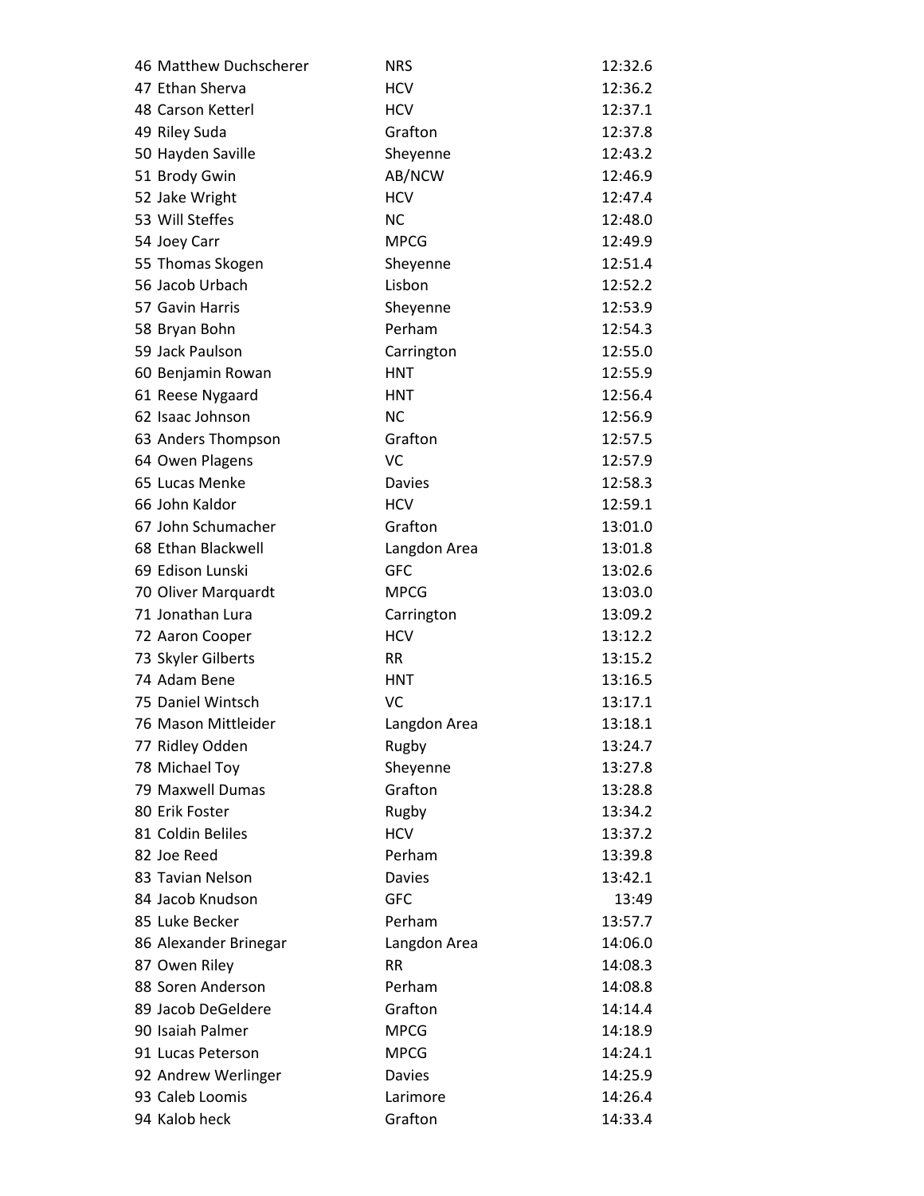| | | | |
|---|---|---|---|
| 46 | Matthew Duchscherer | NRS | 12:32.6 |
| 47 | Ethan Sherva | HCV | 12:36.2 |
| 48 | Carson Ketterl | HCV | 12:37.1 |
| 49 | Riley Suda | Grafton | 12:37.8 |
| 50 | Hayden Saville | Sheyenne | 12:43.2 |
| 51 | Brody Gwin | AB/NCW | 12:46.9 |
| 52 | Jake Wright | HCV | 12:47.4 |
| 53 | Will Steffes | NC | 12:48.0 |
| 54 | Joey Carr | MPCG | 12:49.9 |
| 55 | Thomas Skogen | Sheyenne | 12:51.4 |
| 56 | Jacob Urbach | Lisbon | 12:52.2 |
| 57 | Gavin Harris | Sheyenne | 12:53.9 |
| 58 | Bryan Bohn | Perham | 12:54.3 |
| 59 | Jack Paulson | Carrington | 12:55.0 |
| 60 | Benjamin Rowan | HNT | 12:55.9 |
| 61 | Reese Nygaard | HNT | 12:56.4 |
| 62 | Isaac Johnson | NC | 12:56.9 |
| 63 | Anders Thompson | Grafton | 12:57.5 |
| 64 | Owen Plagens | VC | 12:57.9 |
| 65 | Lucas Menke | Davies | 12:58.3 |
| 66 | John Kaldor | HCV | 12:59.1 |
| 67 | John Schumacher | Grafton | 13:01.0 |
| 68 | Ethan Blackwell | Langdon Area | 13:01.8 |
| 69 | Edison Lunski | GFC | 13:02.6 |
| 70 | Oliver Marquardt | MPCG | 13:03.0 |
| 71 | Jonathan Lura | Carrington | 13:09.2 |
| 72 | Aaron Cooper | HCV | 13:12.2 |
| 73 | Skyler Gilberts | RR | 13:15.2 |
| 74 | Adam Bene | HNT | 13:16.5 |
| 75 | Daniel Wintsch | VC | 13:17.1 |
| 76 | Mason Mittleider | Langdon Area | 13:18.1 |
| 77 | Ridley Odden | Rugby | 13:24.7 |
| 78 | Michael Toy | Sheyenne | 13:27.8 |
| 79 | Maxwell Dumas | Grafton | 13:28.8 |
| 80 | Erik Foster | Rugby | 13:34.2 |
| 81 | Coldin Beliles | HCV | 13:37.2 |
| 82 | Joe Reed | Perham | 13:39.8 |
| 83 | Tavian Nelson | Davies | 13:42.1 |
| 84 | Jacob Knudson | GFC | 13:49 |
| 85 | Luke Becker | Perham | 13:57.7 |
| 86 | Alexander Brinegar | Langdon Area | 14:06.0 |
| 87 | Owen Riley | RR | 14:08.3 |
| 88 | Soren Anderson | Perham | 14:08.8 |
| 89 | Jacob DeGeldere | Grafton | 14:14.4 |
| 90 | Isaiah Palmer | MPCG | 14:18.9 |
| 91 | Lucas Peterson | MPCG | 14:24.1 |
| 92 | Andrew Werlinger | Davies | 14:25.9 |
| 93 | Caleb Loomis | Larimore | 14:26.4 |
| 94 | Kalob heck | Grafton | 14:33.4 |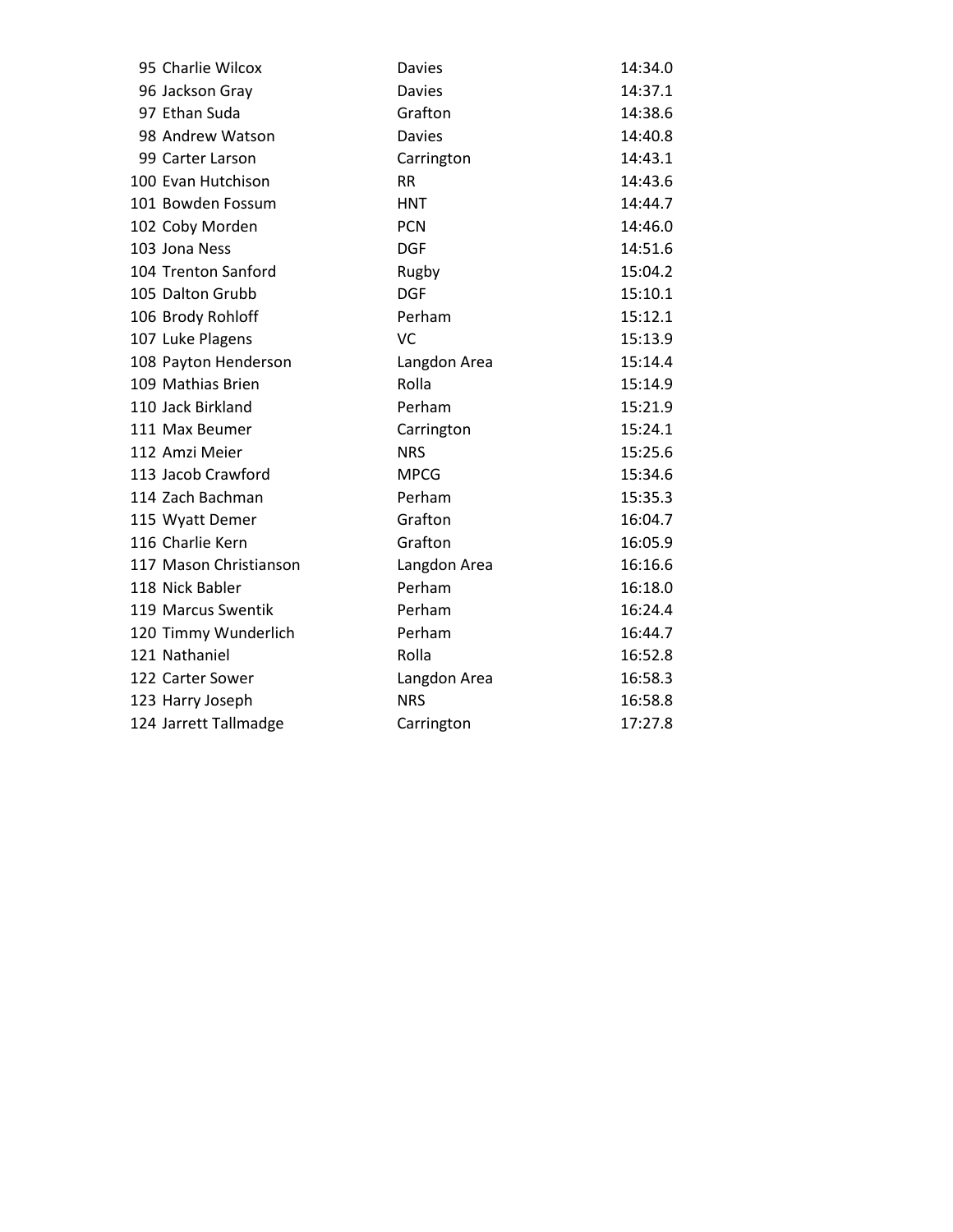| | | | |
|---|---|---|---|
| 95 | Charlie Wilcox | Davies | 14:34.0 |
| 96 | Jackson Gray | Davies | 14:37.1 |
| 97 | Ethan Suda | Grafton | 14:38.6 |
| 98 | Andrew Watson | Davies | 14:40.8 |
| 99 | Carter Larson | Carrington | 14:43.1 |
| 100 | Evan Hutchison | RR | 14:43.6 |
| 101 | Bowden Fossum | HNT | 14:44.7 |
| 102 | Coby Morden | PCN | 14:46.0 |
| 103 | Jona Ness | DGF | 14:51.6 |
| 104 | Trenton Sanford | Rugby | 15:04.2 |
| 105 | Dalton Grubb | DGF | 15:10.1 |
| 106 | Brody Rohloff | Perham | 15:12.1 |
| 107 | Luke Plagens | VC | 15:13.9 |
| 108 | Payton Henderson | Langdon Area | 15:14.4 |
| 109 | Mathias Brien | Rolla | 15:14.9 |
| 110 | Jack Birkland | Perham | 15:21.9 |
| 111 | Max Beumer | Carrington | 15:24.1 |
| 112 | Amzi Meier | NRS | 15:25.6 |
| 113 | Jacob Crawford | MPCG | 15:34.6 |
| 114 | Zach Bachman | Perham | 15:35.3 |
| 115 | Wyatt Demer | Grafton | 16:04.7 |
| 116 | Charlie Kern | Grafton | 16:05.9 |
| 117 | Mason Christianson | Langdon Area | 16:16.6 |
| 118 | Nick Babler | Perham | 16:18.0 |
| 119 | Marcus Swentik | Perham | 16:24.4 |
| 120 | Timmy Wunderlich | Perham | 16:44.7 |
| 121 | Nathaniel | Rolla | 16:52.8 |
| 122 | Carter Sower | Langdon Area | 16:58.3 |
| 123 | Harry Joseph | NRS | 16:58.8 |
| 124 | Jarrett Tallmadge | Carrington | 17:27.8 |